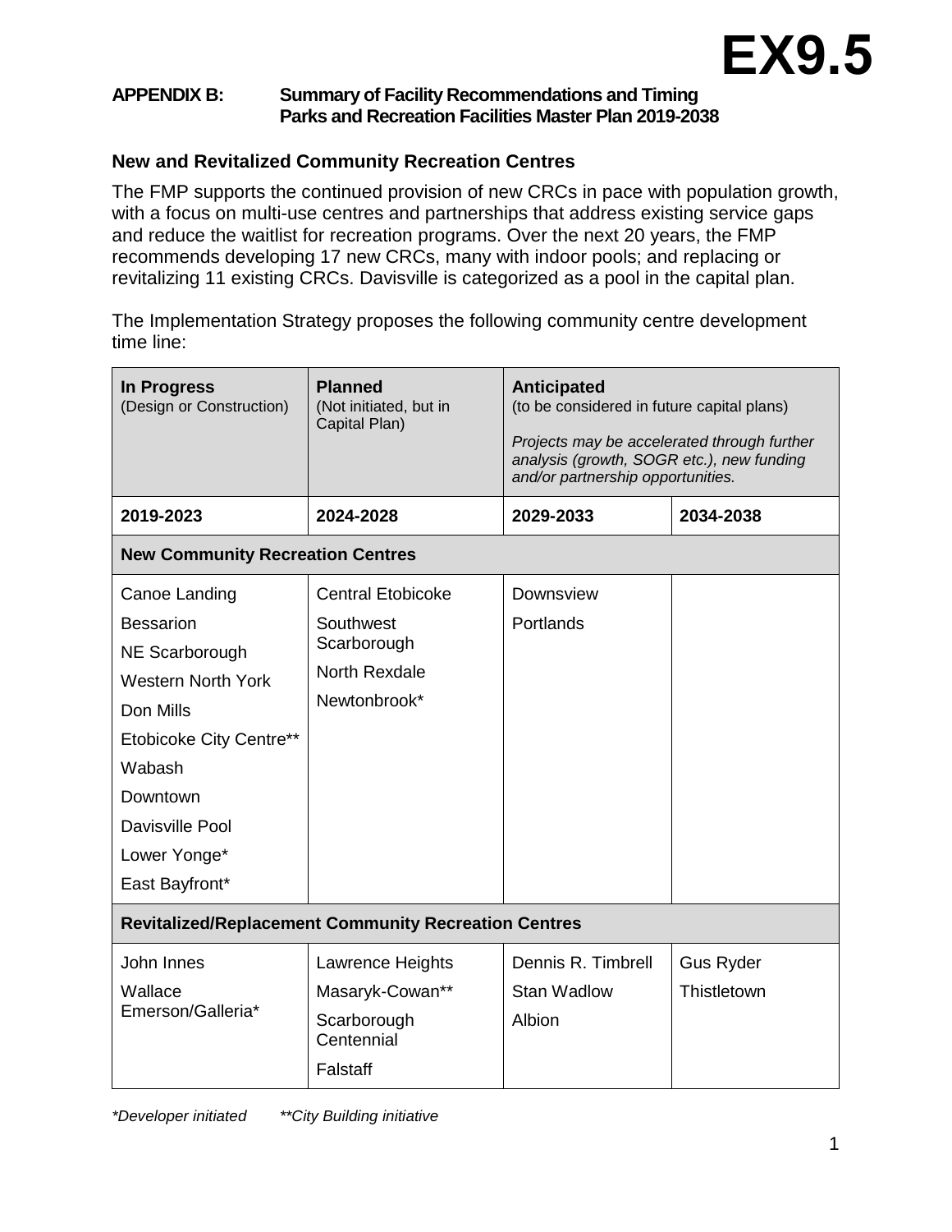# EX9.5

**APPENDIX B: Summary of Facility Recommendations and Timing Parks and Recreation Facilities Master Plan 2019-2038**

## New and Revitalized Community Recreation Centres

The FMP supports the continued provision of new CRCs in pace with population growth, with a focus on multi-use centres and partnerships that address existing service gaps and reduce the waitlist for recreation programs. Over the next 20 years, the FMP recommends developing 17 new CRCs, many with indoor pools; and replacing or revitalizing 11 existing CRCs. Davisville is categorized as a pool in the capital plan.

The Implementation Strategy proposes the following community centre development time line:

| **In Progress** (Design or Construction) | **Planned** (Not initiated, but in Capital Plan) | **Anticipated** (to be considered in future capital plans) *Projects may be accelerated through further analysis (growth, SOGR etc.), new funding and/or partnership opportunities.* | |
|---|---|---|---|
| **2019-2023** | **2024-2028** | **2029-2033** | **2034-2038** |
| **New Community Recreation Centres** | | | |
| Canoe Landing<br>Bessarion<br>NE Scarborough<br>Western North York<br>Don Mills<br>Etobicoke City Centre**<br>Wabash<br>Downtown<br>Davisville Pool<br>Lower Yonge*<br>East Bayfront* | Central Etobicoke<br>Southwest Scarborough<br>North Rexdale<br>Newtonbrook* | Downsview<br>Portlands | |
| **Revitalized/Replacement Community Recreation Centres** | | | |
| John Innes<br>Wallace Emerson/Galleria* | Lawrence Heights<br>Masaryk-Cowan**<br>Scarborough Centennial<br>Falstaff | Dennis R. Timbrell<br>Stan Wadlow<br>Albion | Gus Ryder<br>Thistletown |

*\*Developer initiated      \*\*City Building initiative*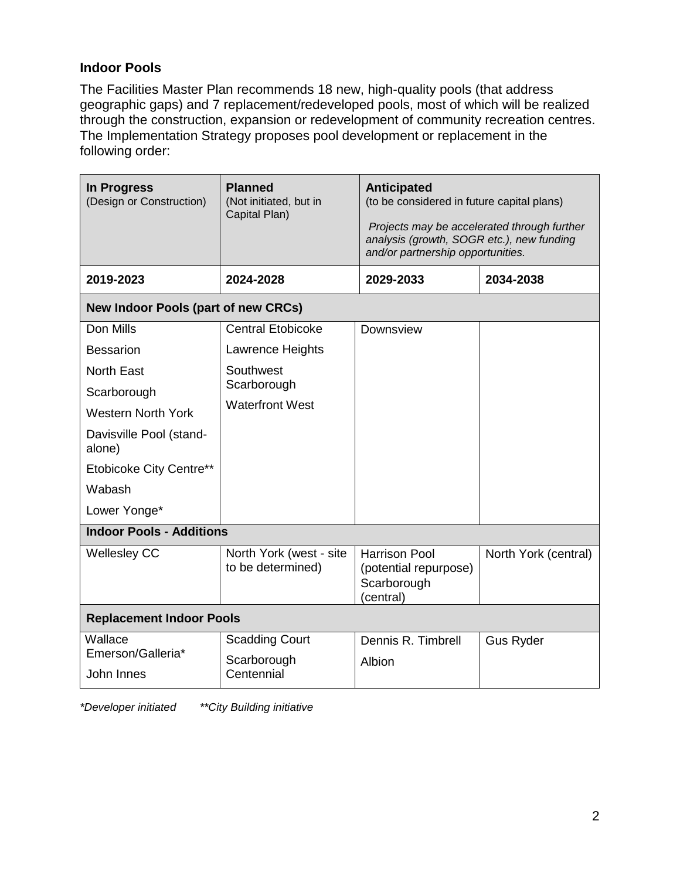### Indoor Pools

The Facilities Master Plan recommends 18 new, high-quality pools (that address geographic gaps) and 7 replacement/redeveloped pools, most of which will be realized through the construction, expansion or redevelopment of community recreation centres. The Implementation Strategy proposes pool development or replacement in the following order:

| **In Progress** (Design or Construction) | **Planned** (Not initiated, but in Capital Plan) | **Anticipated** (to be considered in future capital plans) *Projects may be accelerated through further analysis (growth, SOGR etc.), new funding and/or partnership opportunities.* | |
|---|---|---|---|
| **2019-2023** | **2024-2028** | **2029-2033** | **2034-2038** |
| **New Indoor Pools (part of new CRCs)** | | | |
| Don Mills<br>Bessarion<br>North East Scarborough<br>Western North York<br>Davisville Pool (stand-alone)<br>Etobicoke City Centre**<br>Wabash<br>Lower Yonge* | Central Etobicoke<br>Lawrence Heights<br>Southwest Scarborough<br>Waterfront West | Downsview | |
| **Indoor Pools - Additions** | | | |
| Wellesley CC | North York (west - site to be determined) | Harrison Pool (potential repurpose)<br>Scarborough (central) | North York (central) |
| **Replacement Indoor Pools** | | | |
| Wallace Emerson/Galleria*<br>John Innes | Scadding Court<br>Scarborough Centennial | Dennis R. Timbrell<br>Albion | Gus Ryder |

*\*Developer initiated    \*\*City Building initiative*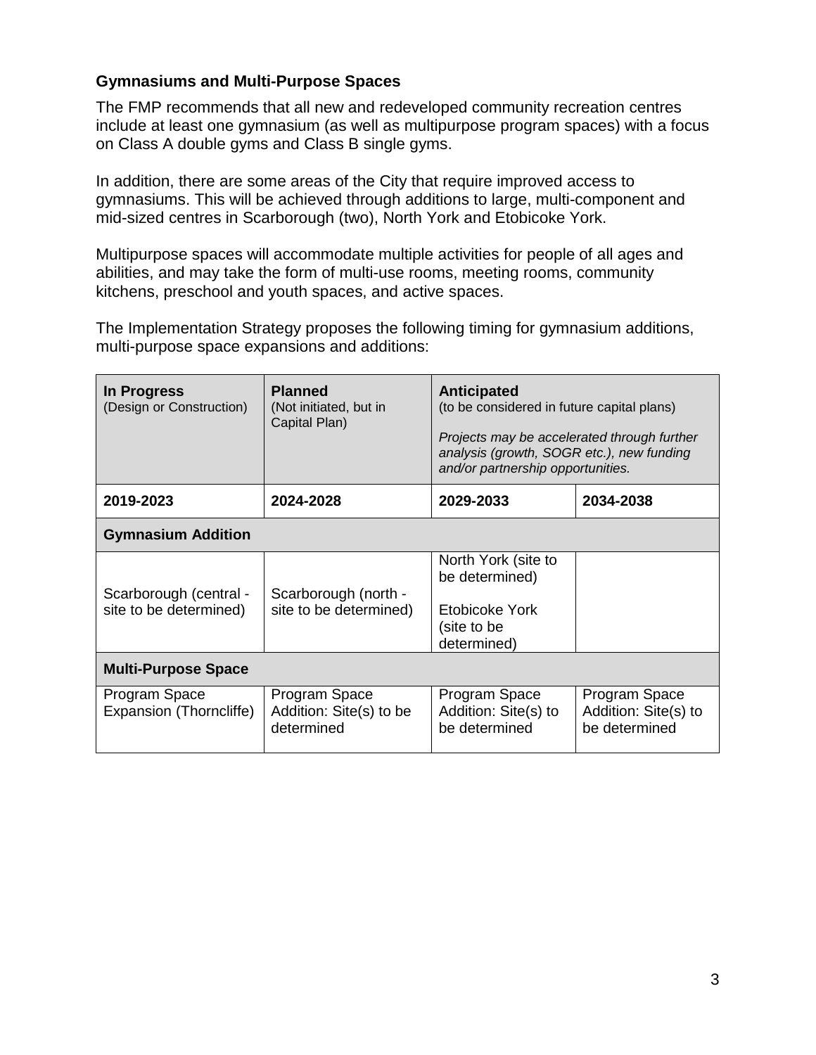### Gymnasiums and Multi-Purpose Spaces

The FMP recommends that all new and redeveloped community recreation centres include at least one gymnasium (as well as multipurpose program spaces) with a focus on Class A double gyms and Class B single gyms.

In addition, there are some areas of the City that require improved access to gymnasiums. This will be achieved through additions to large, multi-component and mid-sized centres in Scarborough (two), North York and Etobicoke York.

Multipurpose spaces will accommodate multiple activities for people of all ages and abilities, and may take the form of multi-use rooms, meeting rooms, community kitchens, preschool and youth spaces, and active spaces.

The Implementation Strategy proposes the following timing for gymnasium additions, multi-purpose space expansions and additions:

| **In Progress** (Design or Construction) | **Planned** (Not initiated, but in Capital Plan) | **Anticipated** (to be considered in future capital plans) *Projects may be accelerated through further analysis (growth, SOGR etc.), new funding and/or partnership opportunities.* | |
|---|---|---|---|
| **2019-2023** | **2024-2028** | **2029-2033** | **2034-2038** |
| **Gymnasium Addition** | | | |
| Scarborough (central - site to be determined) | Scarborough (north - site to be determined) | North York (site to be determined)<br>Etobicoke York (site to be determined) | |
| **Multi-Purpose Space** | | | |
| Program Space Expansion (Thorncliffe) | Program Space Addition: Site(s) to be determined | Program Space Addition: Site(s) to be determined | Program Space Addition: Site(s) to be determined |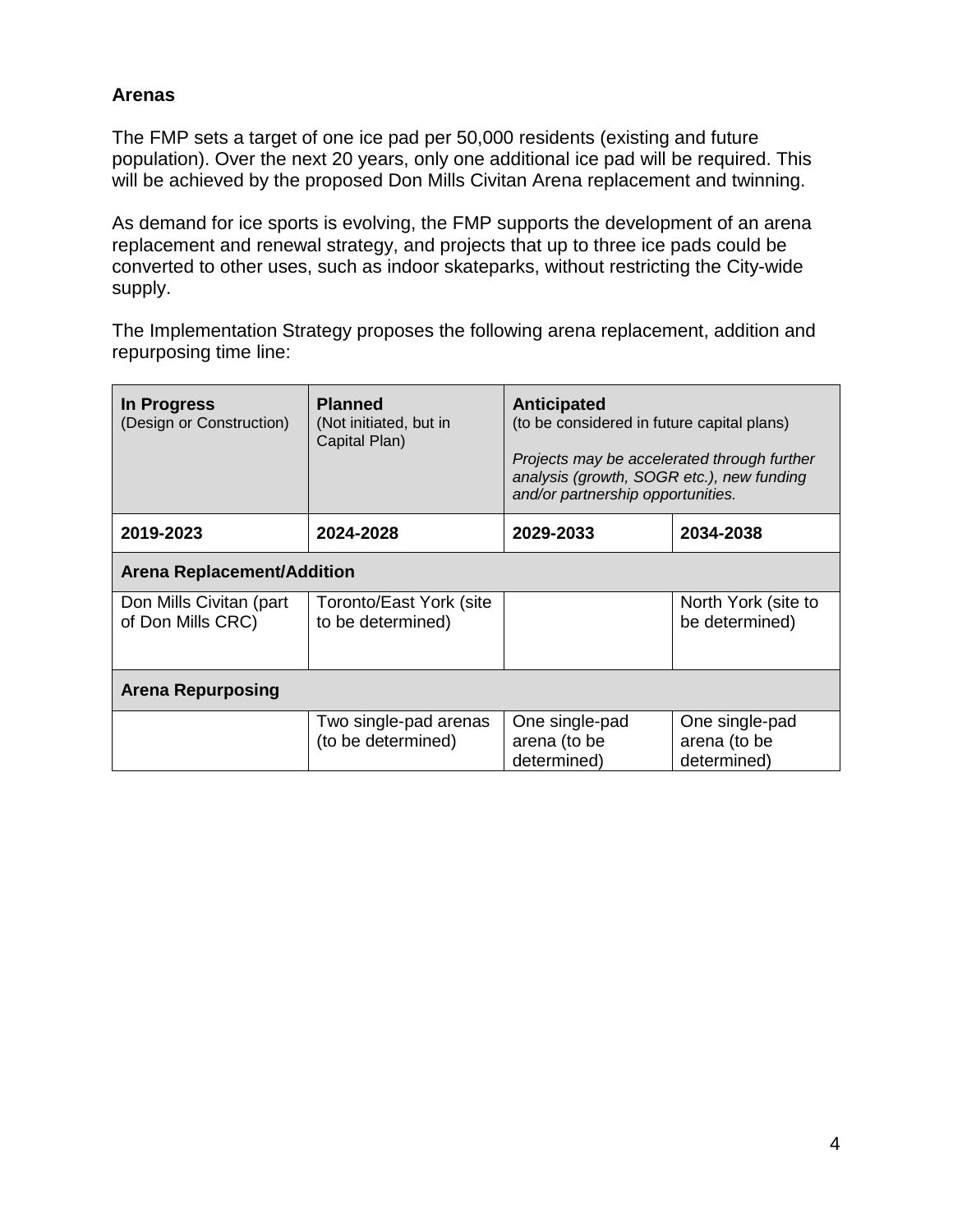### Arenas

The FMP sets a target of one ice pad per 50,000 residents (existing and future population). Over the next 20 years, only one additional ice pad will be required. This will be achieved by the proposed Don Mills Civitan Arena replacement and twinning.

As demand for ice sports is evolving, the FMP supports the development of an arena replacement and renewal strategy, and projects that up to three ice pads could be converted to other uses, such as indoor skateparks, without restricting the City-wide supply.

The Implementation Strategy proposes the following arena replacement, addition and repurposing time line:

| **In Progress** (Design or Construction) | **Planned** (Not initiated, but in Capital Plan) | **Anticipated** (to be considered in future capital plans) *Projects may be accelerated through further analysis (growth, SOGR etc.), new funding and/or partnership opportunities.* | |
|---|---|---|---|
| **2019-2023** | **2024-2028** | **2029-2033** | **2034-2038** |
| **Arena Replacement/Addition** | | | |
| Don Mills Civitan (part of Don Mills CRC) | Toronto/East York (site to be determined) | | North York (site to be determined) |
| **Arena Repurposing** | | | |
| | Two single-pad arenas (to be determined) | One single-pad arena (to be determined) | One single-pad arena (to be determined) |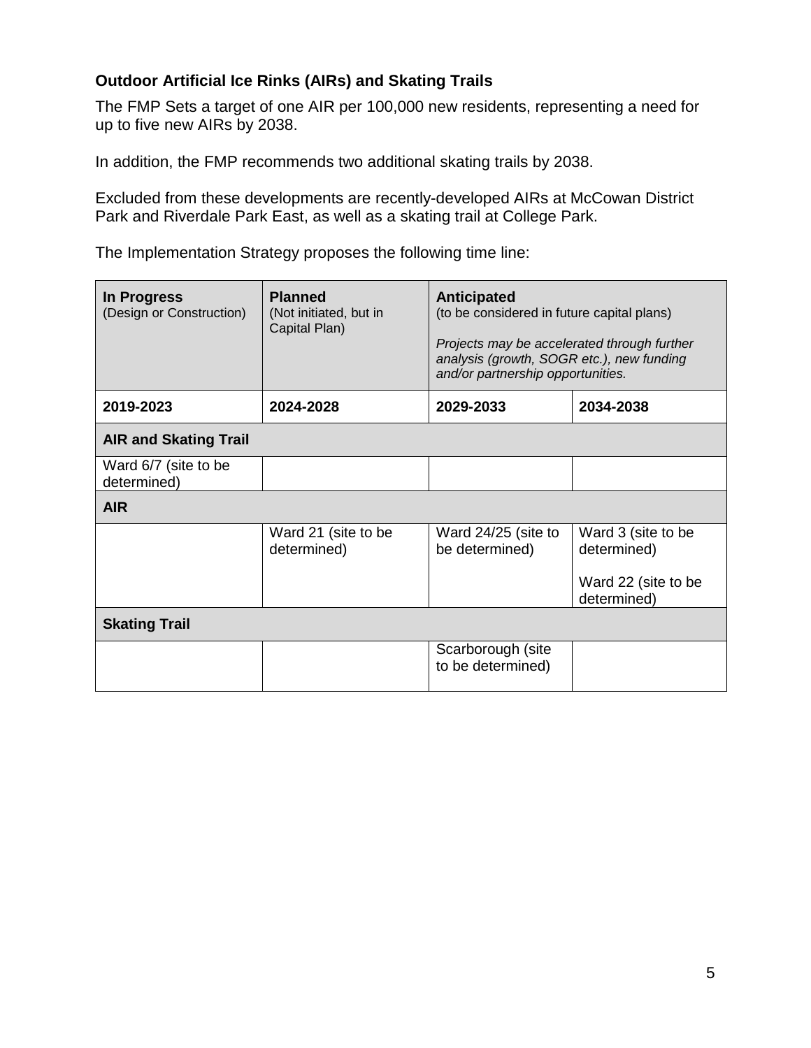### Outdoor Artificial Ice Rinks (AIRs) and Skating Trails

The FMP Sets a target of one AIR per 100,000 new residents, representing a need for up to five new AIRs by 2038.

In addition, the FMP recommends two additional skating trails by 2038.

Excluded from these developments are recently-developed AIRs at McCowan District Park and Riverdale Park East, as well as a skating trail at College Park.

The Implementation Strategy proposes the following time line:

| **In Progress** (Design or Construction) | **Planned** (Not initiated, but in Capital Plan) | **Anticipated** (to be considered in future capital plans) *Projects may be accelerated through further analysis (growth, SOGR etc.), new funding and/or partnership opportunities.* | |
|---|---|---|---|
| **2019-2023** | **2024-2028** | **2029-2033** | **2034-2038** |
| **AIR and Skating Trail** | | | |
| Ward 6/7 (site to be determined) | | | |
| **AIR** | | | |
| | Ward 21 (site to be determined) | Ward 24/25 (site to be determined) | Ward 3 (site to be determined)<br><br>Ward 22 (site to be determined) |
| **Skating Trail** | | | |
| | | Scarborough (site to be determined) | |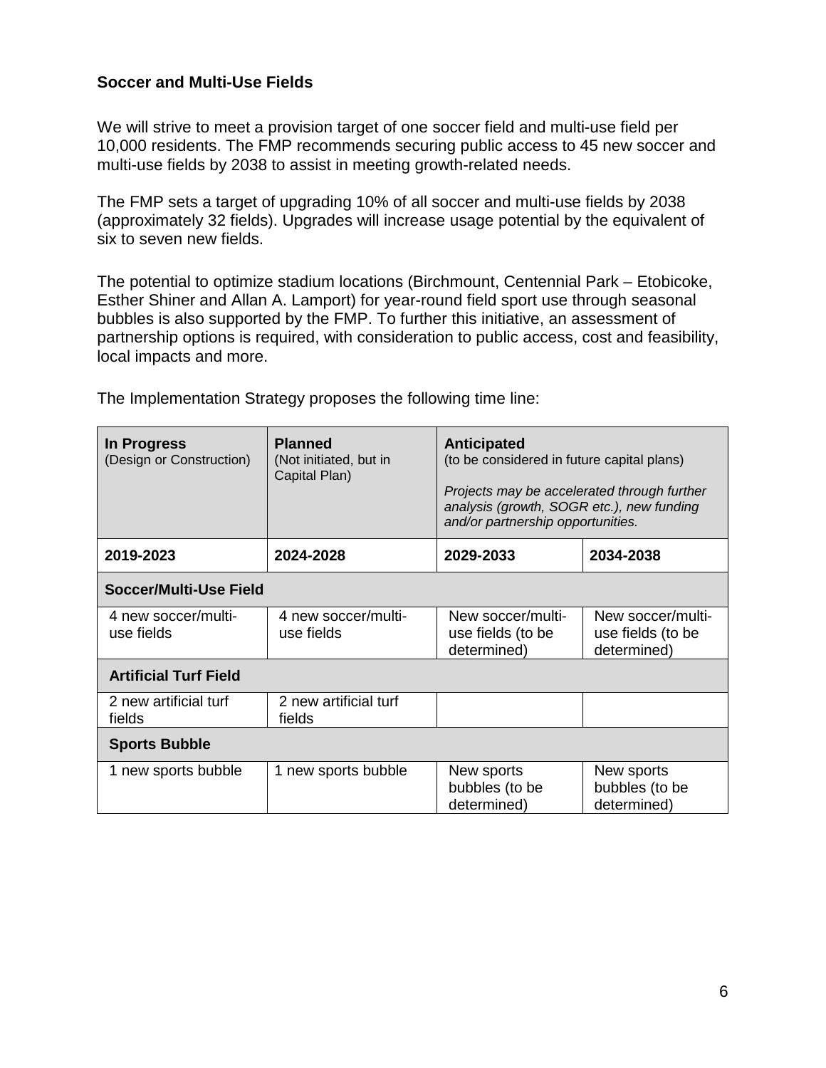### Soccer and Multi-Use Fields

We will strive to meet a provision target of one soccer field and multi-use field per 10,000 residents. The FMP recommends securing public access to 45 new soccer and multi-use fields by 2038 to assist in meeting growth-related needs.

The FMP sets a target of upgrading 10% of all soccer and multi-use fields by 2038 (approximately 32 fields). Upgrades will increase usage potential by the equivalent of six to seven new fields.

The potential to optimize stadium locations (Birchmount, Centennial Park – Etobicoke, Esther Shiner and Allan A. Lamport) for year-round field sport use through seasonal bubbles is also supported by the FMP. To further this initiative, an assessment of partnership options is required, with consideration to public access, cost and feasibility, local impacts and more.

The Implementation Strategy proposes the following time line:

| **In Progress** (Design or Construction) | **Planned** (Not initiated, but in Capital Plan) | **Anticipated** (to be considered in future capital plans) *Projects may be accelerated through further analysis (growth, SOGR etc.), new funding and/or partnership opportunities.* | |
|---|---|---|---|
| **2019-2023** | **2024-2028** | **2029-2033** | **2034-2038** |
| **Soccer/Multi-Use Field** | | | |
| 4 new soccer/multi-use fields | 4 new soccer/multi-use fields | New soccer/multi-use fields (to be determined) | New soccer/multi-use fields (to be determined) |
| **Artificial Turf Field** | | | |
| 2 new artificial turf fields | 2 new artificial turf fields | | |
| **Sports Bubble** | | | |
| 1 new sports bubble | 1 new sports bubble | New sports bubbles (to be determined) | New sports bubbles (to be determined) |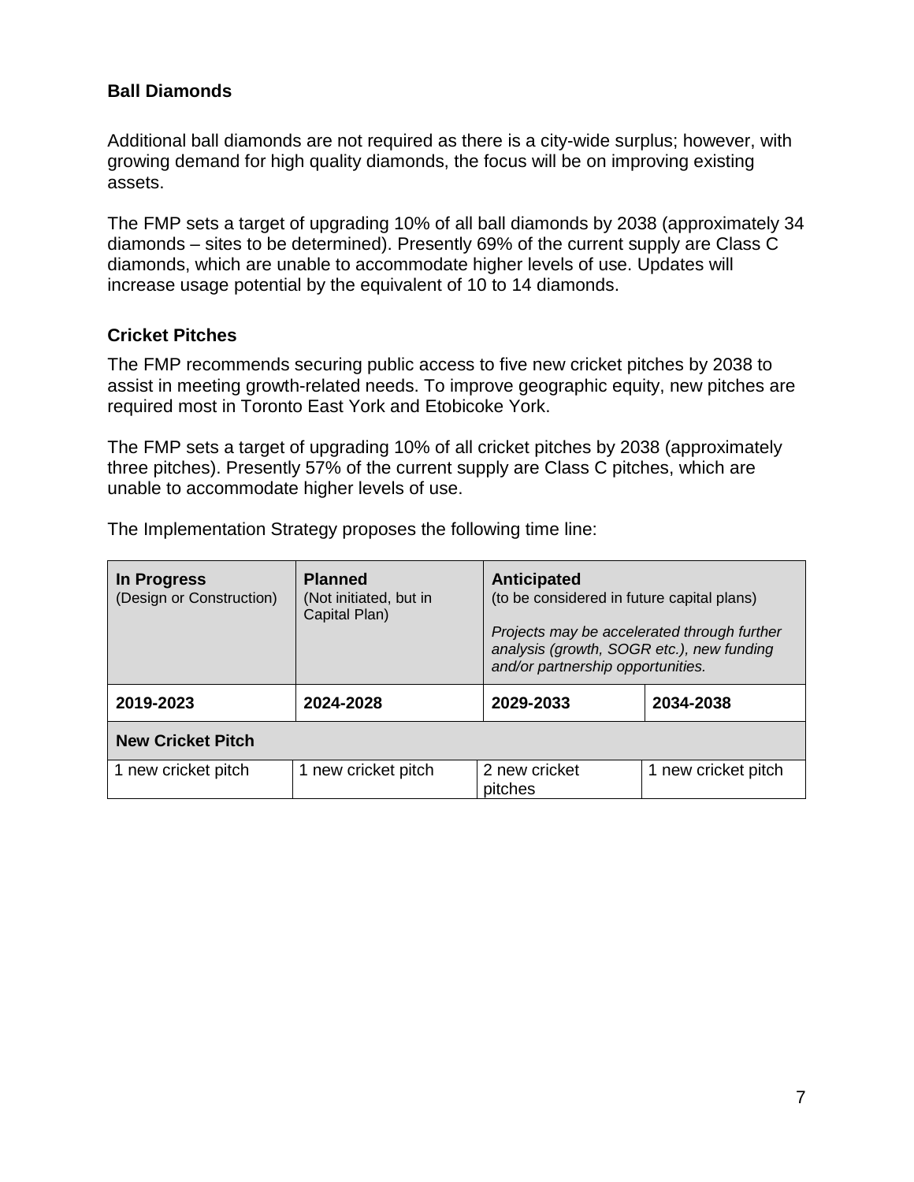### Ball Diamonds

Additional ball diamonds are not required as there is a city-wide surplus; however, with growing demand for high quality diamonds, the focus will be on improving existing assets.

The FMP sets a target of upgrading 10% of all ball diamonds by 2038 (approximately 34 diamonds – sites to be determined). Presently 69% of the current supply are Class C diamonds, which are unable to accommodate higher levels of use. Updates will increase usage potential by the equivalent of 10 to 14 diamonds.

### Cricket Pitches

The FMP recommends securing public access to five new cricket pitches by 2038 to assist in meeting growth-related needs. To improve geographic equity, new pitches are required most in Toronto East York and Etobicoke York.

The FMP sets a target of upgrading 10% of all cricket pitches by 2038 (approximately three pitches). Presently 57% of the current supply are Class C pitches, which are unable to accommodate higher levels of use.

The Implementation Strategy proposes the following time line:

| **In Progress** (Design or Construction) | **Planned** (Not initiated, but in Capital Plan) | **Anticipated** (to be considered in future capital plans) *Projects may be accelerated through further analysis (growth, SOGR etc.), new funding and/or partnership opportunities.* | |
|---|---|---|---|
| **2019-2023** | **2024-2028** | **2029-2033** | **2034-2038** |
| **New Cricket Pitch** | | | |
| 1 new cricket pitch | 1 new cricket pitch | 2 new cricket pitches | 1 new cricket pitch |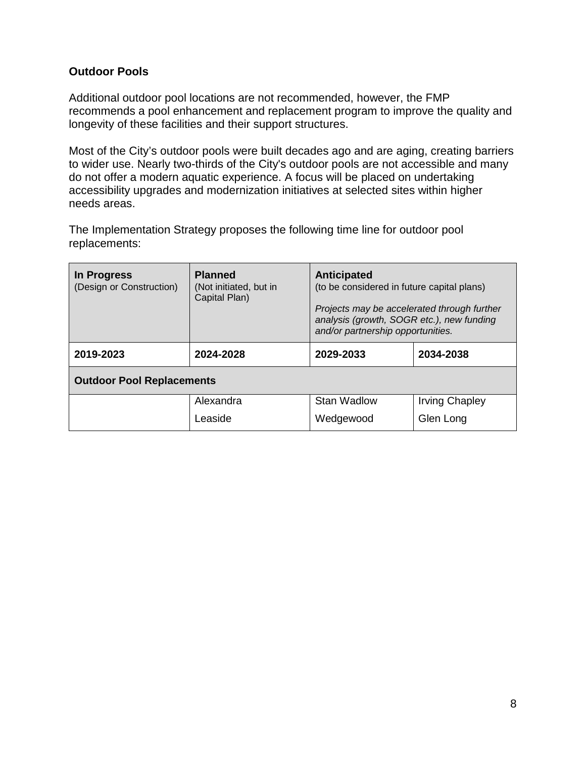**Outdoor Pools**

Additional outdoor pool locations are not recommended, however, the FMP recommends a pool enhancement and replacement program to improve the quality and longevity of these facilities and their support structures.

Most of the City's outdoor pools were built decades ago and are aging, creating barriers to wider use. Nearly two-thirds of the City's outdoor pools are not accessible and many do not offer a modern aquatic experience. A focus will be placed on undertaking accessibility upgrades and modernization initiatives at selected sites within higher needs areas.

The Implementation Strategy proposes the following time line for outdoor pool replacements:

| **In Progress** (Design or Construction) | **Planned** (Not initiated, but in Capital Plan) | **Anticipated** (to be considered in future capital plans) *Projects may be accelerated through further analysis (growth, SOGR etc.), new funding and/or partnership opportunities.* | |
|---|---|---|---|
| **2019-2023** | **2024-2028** | **2029-2033** | **2034-2038** |
| **Outdoor Pool Replacements** | | | |
| | Alexandra | Stan Wadlow | Irving Chapley |
| | Leaside | Wedgewood | Glen Long |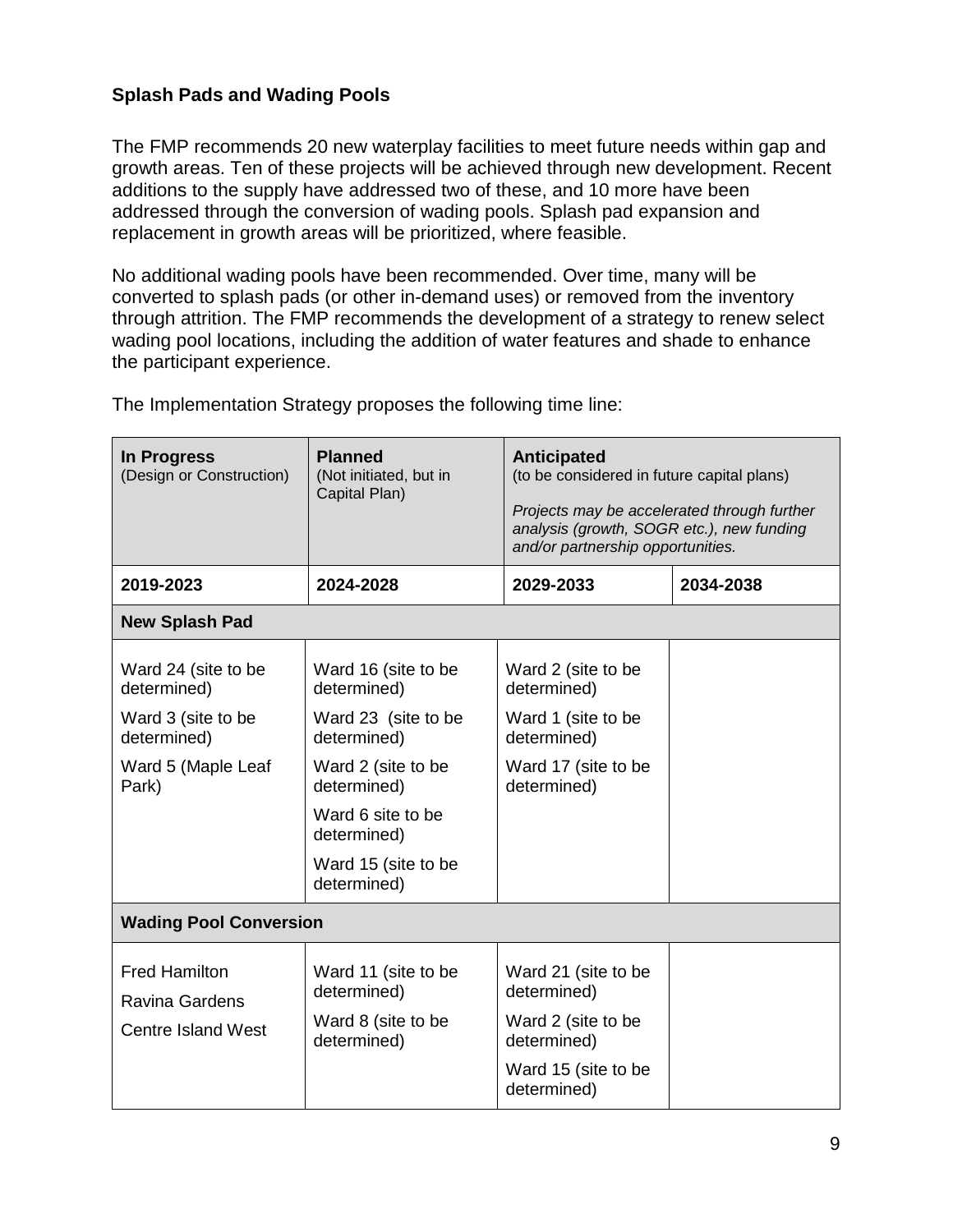### Splash Pads and Wading Pools

The FMP recommends 20 new waterplay facilities to meet future needs within gap and growth areas. Ten of these projects will be achieved through new development. Recent additions to the supply have addressed two of these, and 10 more have been addressed through the conversion of wading pools. Splash pad expansion and replacement in growth areas will be prioritized, where feasible.

No additional wading pools have been recommended. Over time, many will be converted to splash pads (or other in-demand uses) or removed from the inventory through attrition. The FMP recommends the development of a strategy to renew select wading pool locations, including the addition of water features and shade to enhance the participant experience.

The Implementation Strategy proposes the following time line:

| **In Progress** (Design or Construction) | **Planned** (Not initiated, but in Capital Plan) | **Anticipated** (to be considered in future capital plans) *Projects may be accelerated through further analysis (growth, SOGR etc.), new funding and/or partnership opportunities.* | |
|---|---|---|---|
| **2019-2023** | **2024-2028** | **2029-2033** | **2034-2038** |
| **New Splash Pad** | | | |
| Ward 24 (site to be determined)<br>Ward 3 (site to be determined)<br>Ward 5 (Maple Leaf Park) | Ward 16 (site to be determined)<br>Ward 23 (site to be determined)<br>Ward 2 (site to be determined)<br>Ward 6 site to be determined)<br>Ward 15 (site to be determined) | Ward 2 (site to be determined)<br>Ward 1 (site to be determined)<br>Ward 17 (site to be determined) | |
| **Wading Pool Conversion** | | | |
| Fred Hamilton<br>Ravina Gardens<br>Centre Island West | Ward 11 (site to be determined)<br>Ward 8 (site to be determined) | Ward 21 (site to be determined)<br>Ward 2 (site to be determined)<br>Ward 15 (site to be determined) | |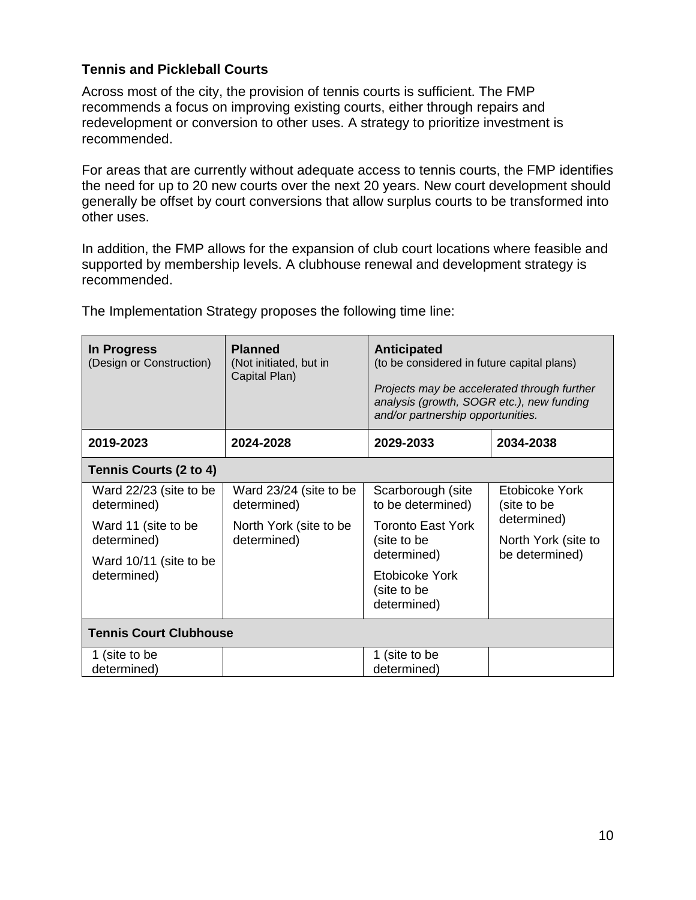### Tennis and Pickleball Courts

Across most of the city, the provision of tennis courts is sufficient. The FMP recommends a focus on improving existing courts, either through repairs and redevelopment or conversion to other uses. A strategy to prioritize investment is recommended.

For areas that are currently without adequate access to tennis courts, the FMP identifies the need for up to 20 new courts over the next 20 years. New court development should generally be offset by court conversions that allow surplus courts to be transformed into other uses.

In addition, the FMP allows for the expansion of club court locations where feasible and supported by membership levels. A clubhouse renewal and development strategy is recommended.

The Implementation Strategy proposes the following time line:

| **In Progress** (Design or Construction) | **Planned** (Not initiated, but in Capital Plan) | **Anticipated** (to be considered in future capital plans) *Projects may be accelerated through further analysis (growth, SOGR etc.), new funding and/or partnership opportunities.* | |
|---|---|---|---|
| **2019-2023** | **2024-2028** | **2029-2033** | **2034-2038** |
| **Tennis Courts (2 to 4)** | | | |
| Ward 22/23 (site to be determined)<br>Ward 11 (site to be determined)<br>Ward 10/11 (site to be determined) | Ward 23/24 (site to be determined)<br>North York (site to be determined) | Scarborough (site to be determined)<br>Toronto East York (site to be determined)<br>Etobicoke York (site to be determined) | Etobicoke York (site to be determined)<br>North York (site to be determined) |
| **Tennis Court Clubhouse** | | | |
| 1 (site to be determined) | | 1 (site to be determined) | |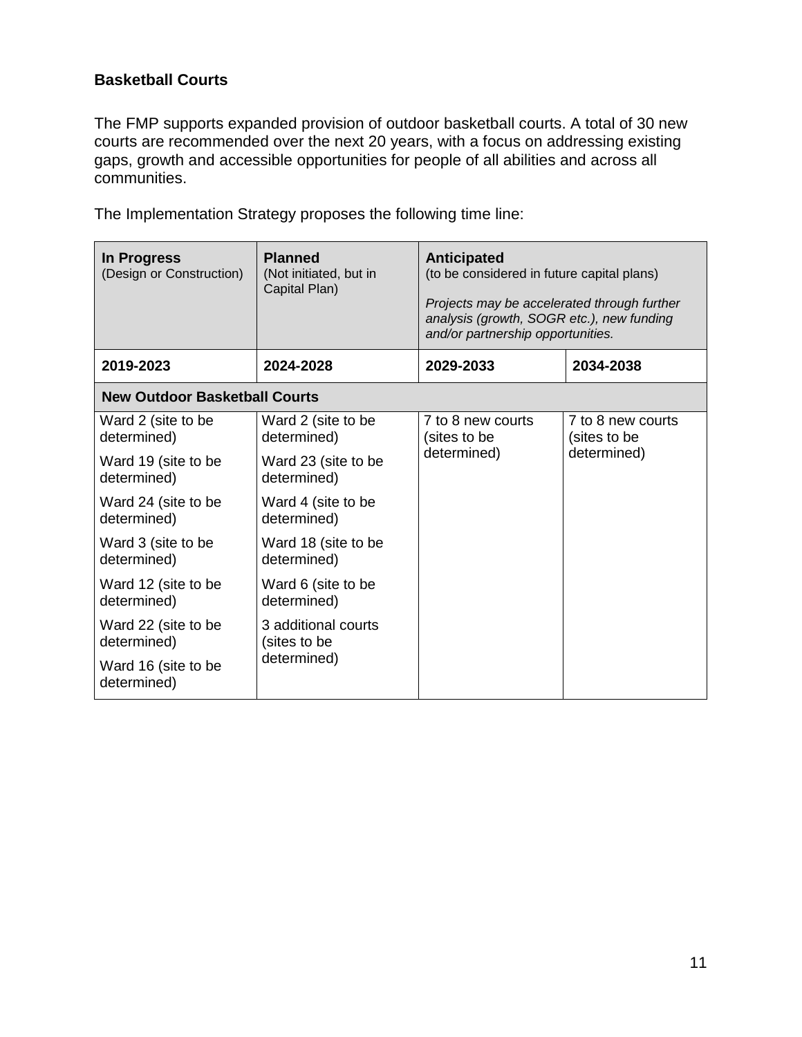### Basketball Courts

The FMP supports expanded provision of outdoor basketball courts. A total of 30 new courts are recommended over the next 20 years, with a focus on addressing existing gaps, growth and accessible opportunities for people of all abilities and across all communities.

The Implementation Strategy proposes the following time line:

| **In Progress** (Design or Construction) | **Planned** (Not initiated, but in Capital Plan) | **Anticipated** (to be considered in future capital plans) *Projects may be accelerated through further analysis (growth, SOGR etc.), new funding and/or partnership opportunities.* | |
|---|---|---|---|
| **2019-2023** | **2024-2028** | **2029-2033** | **2034-2038** |
| **New Outdoor Basketball Courts** | | | |
| Ward 2 (site to be determined) | Ward 2 (site to be determined) | 7 to 8 new courts (sites to be determined) | 7 to 8 new courts (sites to be determined) |
| Ward 19 (site to be determined) | Ward 23 (site to be determined) | | |
| Ward 24 (site to be determined) | Ward 4 (site to be determined) | | |
| Ward 3 (site to be determined) | Ward 18 (site to be determined) | | |
| Ward 12 (site to be determined) | Ward 6 (site to be determined) | | |
| Ward 22 (site to be determined) | 3 additional courts (sites to be determined) | | |
| Ward 16 (site to be determined) | | | |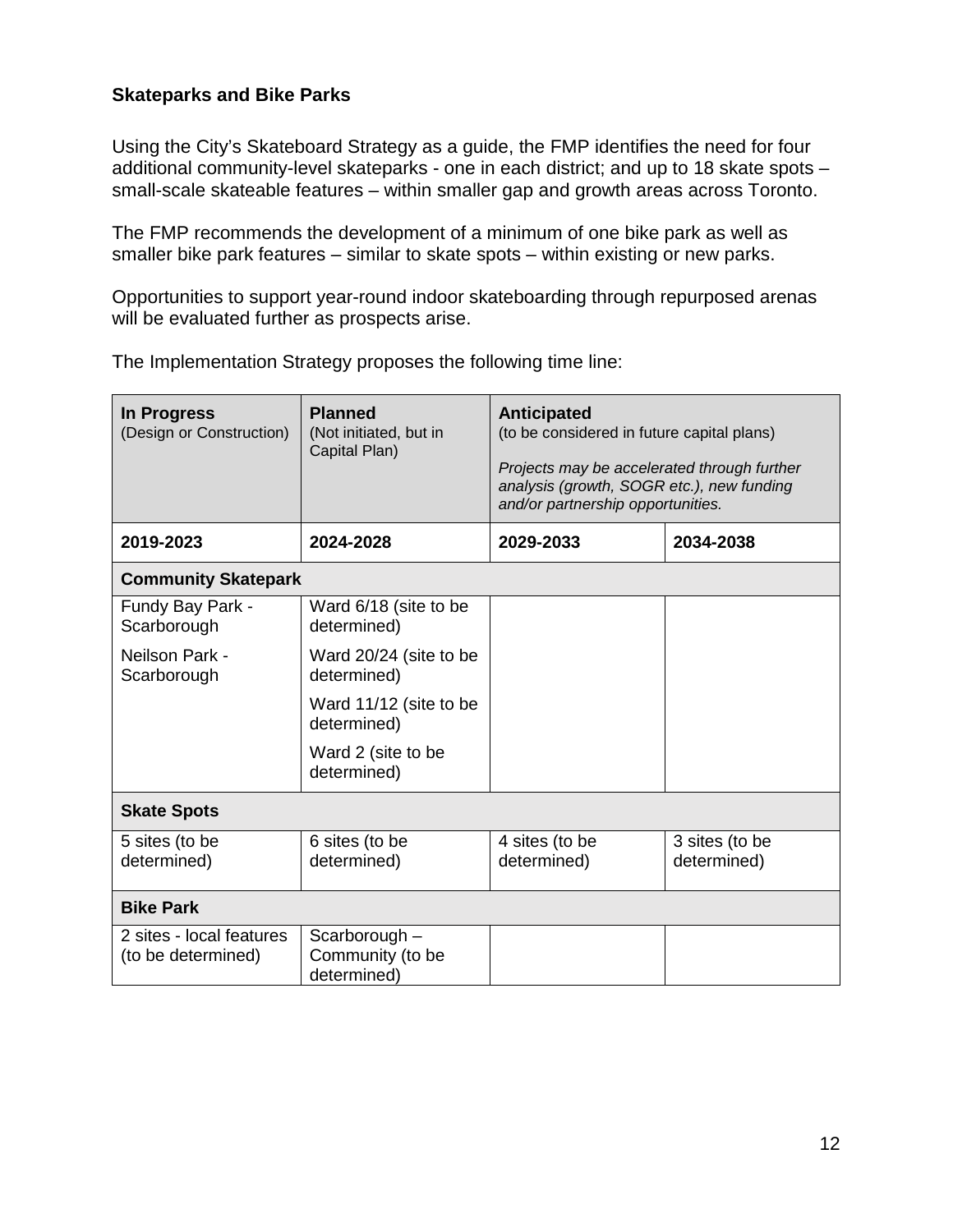### Skateparks and Bike Parks

Using the City's Skateboard Strategy as a guide, the FMP identifies the need for four additional community-level skateparks - one in each district; and up to 18 skate spots – small-scale skateable features – within smaller gap and growth areas across Toronto.

The FMP recommends the development of a minimum of one bike park as well as smaller bike park features – similar to skate spots – within existing or new parks.

Opportunities to support year-round indoor skateboarding through repurposed arenas will be evaluated further as prospects arise.

The Implementation Strategy proposes the following time line:

| **In Progress** (Design or Construction) | **Planned** (Not initiated, but in Capital Plan) | **Anticipated** (to be considered in future capital plans) *Projects may be accelerated through further analysis (growth, SOGR etc.), new funding and/or partnership opportunities.* | |
|---|---|---|---|
| **2019-2023** | **2024-2028** | **2029-2033** | **2034-2038** |
| **Community Skatepark** | | | |
| Fundy Bay Park - Scarborough<br>Neilson Park - Scarborough | Ward 6/18 (site to be determined)<br>Ward 20/24 (site to be determined)<br>Ward 11/12 (site to be determined)<br>Ward 2 (site to be determined) | | |
| **Skate Spots** | | | |
| 5 sites (to be determined) | 6 sites (to be determined) | 4 sites (to be determined) | 3 sites (to be determined) |
| **Bike Park** | | | |
| 2 sites - local features (to be determined) | Scarborough – Community (to be determined) | | |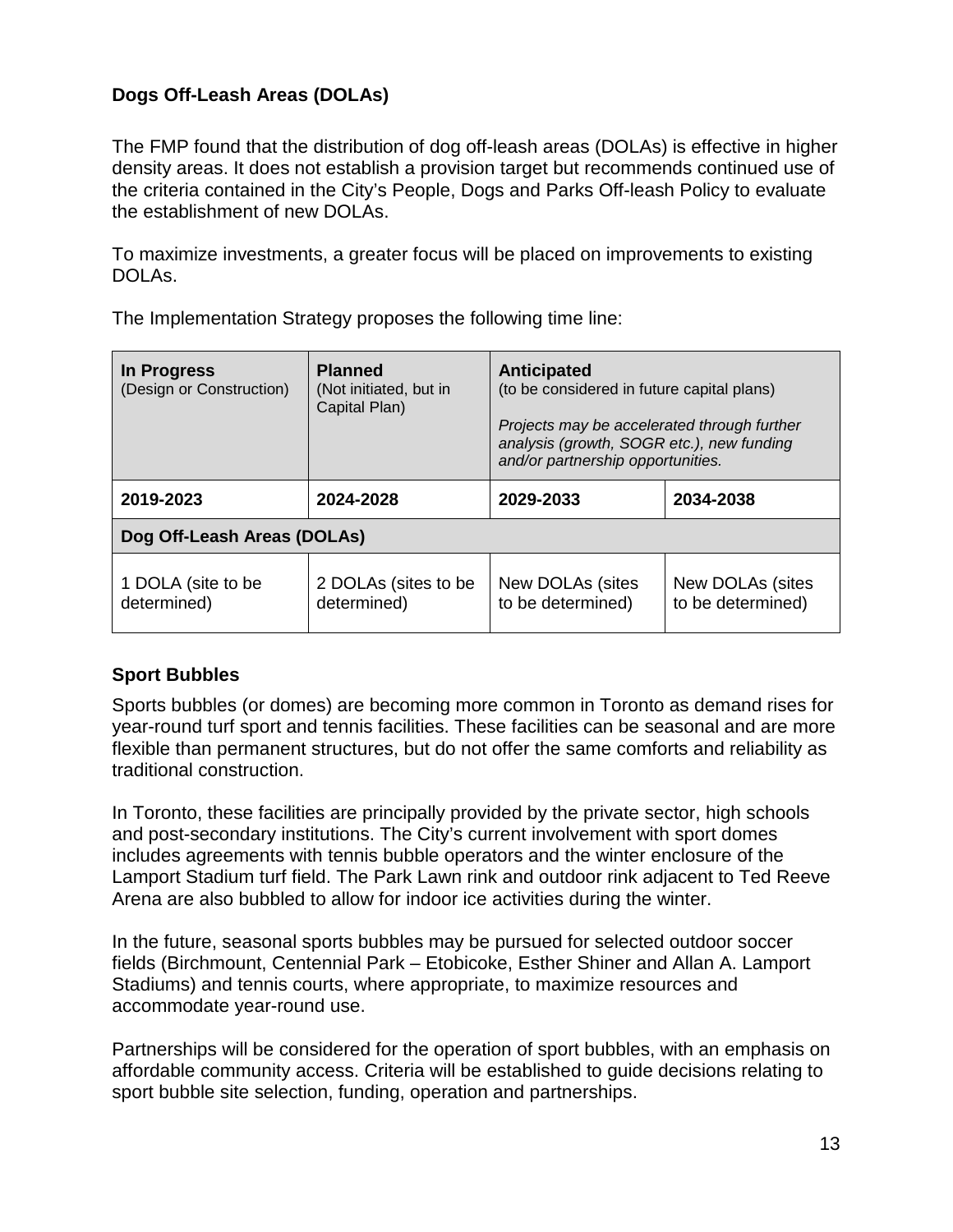### Dogs Off-Leash Areas (DOLAs)

The FMP found that the distribution of dog off-leash areas (DOLAs) is effective in higher density areas. It does not establish a provision target but recommends continued use of the criteria contained in the City's People, Dogs and Parks Off-leash Policy to evaluate the establishment of new DOLAs.

To maximize investments, a greater focus will be placed on improvements to existing DOLAs.

The Implementation Strategy proposes the following time line:

| **In Progress** (Design or Construction) | **Planned** (Not initiated, but in Capital Plan) | **Anticipated** (to be considered in future capital plans) *Projects may be accelerated through further analysis (growth, SOGR etc.), new funding and/or partnership opportunities.* | |
|---|---|---|---|
| **2019-2023** | **2024-2028** | **2029-2033** | **2034-2038** |
| **Dog Off-Leash Areas (DOLAs)** | | | |
| 1 DOLA (site to be determined) | 2 DOLAs (sites to be determined) | New DOLAs (sites to be determined) | New DOLAs (sites to be determined) |

### Sport Bubbles

Sports bubbles (or domes) are becoming more common in Toronto as demand rises for year-round turf sport and tennis facilities. These facilities can be seasonal and are more flexible than permanent structures, but do not offer the same comforts and reliability as traditional construction.

In Toronto, these facilities are principally provided by the private sector, high schools and post-secondary institutions. The City's current involvement with sport domes includes agreements with tennis bubble operators and the winter enclosure of the Lamport Stadium turf field. The Park Lawn rink and outdoor rink adjacent to Ted Reeve Arena are also bubbled to allow for indoor ice activities during the winter.

In the future, seasonal sports bubbles may be pursued for selected outdoor soccer fields (Birchmount, Centennial Park – Etobicoke, Esther Shiner and Allan A. Lamport Stadiums) and tennis courts, where appropriate, to maximize resources and accommodate year-round use.

Partnerships will be considered for the operation of sport bubbles, with an emphasis on affordable community access. Criteria will be established to guide decisions relating to sport bubble site selection, funding, operation and partnerships.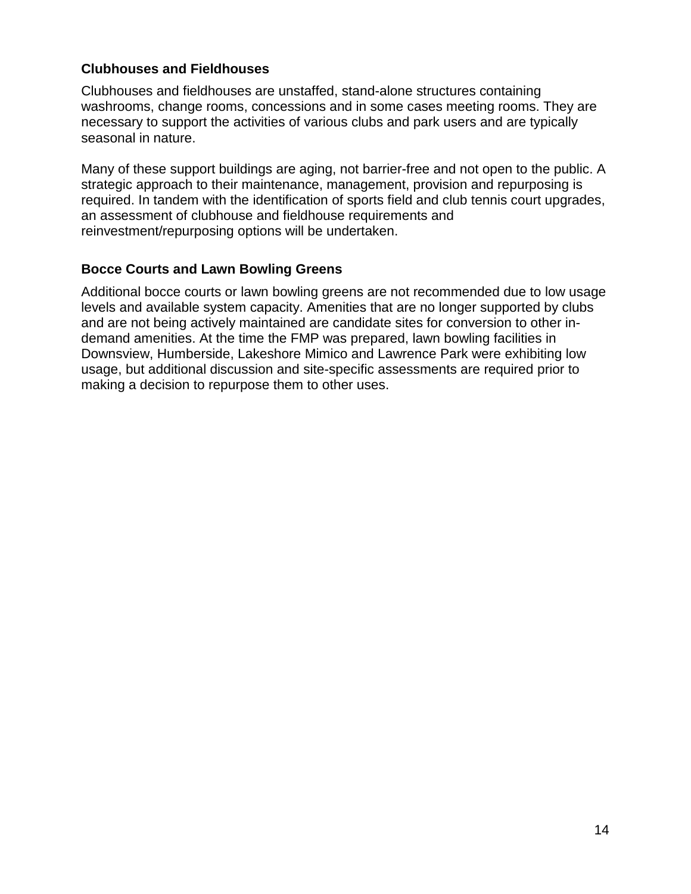### Clubhouses and Fieldhouses

Clubhouses and fieldhouses are unstaffed, stand-alone structures containing washrooms, change rooms, concessions and in some cases meeting rooms. They are necessary to support the activities of various clubs and park users and are typically seasonal in nature.

Many of these support buildings are aging, not barrier-free and not open to the public. A strategic approach to their maintenance, management, provision and repurposing is required. In tandem with the identification of sports field and club tennis court upgrades, an assessment of clubhouse and fieldhouse requirements and reinvestment/repurposing options will be undertaken.

### Bocce Courts and Lawn Bowling Greens

Additional bocce courts or lawn bowling greens are not recommended due to low usage levels and available system capacity. Amenities that are no longer supported by clubs and are not being actively maintained are candidate sites for conversion to other in-demand amenities. At the time the FMP was prepared, lawn bowling facilities in Downsview, Humberside, Lakeshore Mimico and Lawrence Park were exhibiting low usage, but additional discussion and site-specific assessments are required prior to making a decision to repurpose them to other uses.